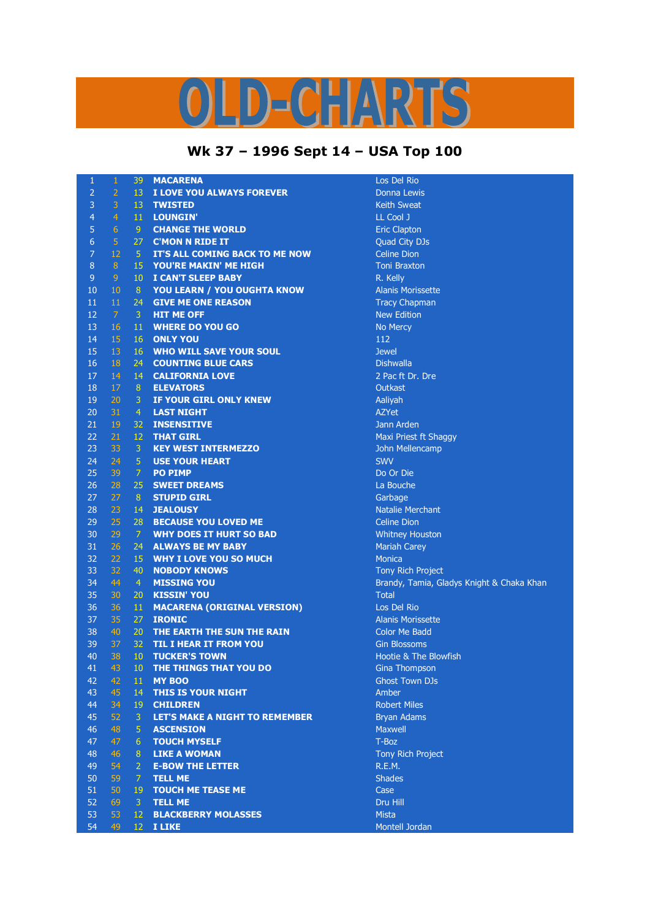# OLD-CHARTS

## Wk 37 – 1996 Sept 14 – USA Top 100

| | | | | |
|---|---|---|---|---|
| 1 | 1 | 39 | **MACARENA** | Los Del Rio |
| 2 | 2 | 13 | **I LOVE YOU ALWAYS FOREVER** | Donna Lewis |
| 3 | 3 | 13 | **TWISTED** | Keith Sweat |
| 4 | 4 | 11 | **LOUNGIN'** | LL Cool J |
| 5 | 6 | 9 | **CHANGE THE WORLD** | Eric Clapton |
| 6 | 5 | 27 | **C'MON N RIDE IT** | Quad City DJs |
| 7 | 12 | 5 | **IT'S ALL COMING BACK TO ME NOW** | Celine Dion |
| 8 | 8 | 15 | **YOU'RE MAKIN' ME HIGH** | Toni Braxton |
| 9 | 9 | 10 | **I CAN'T SLEEP BABY** | R. Kelly |
| 10 | 10 | 8 | **YOU LEARN / YOU OUGHTA KNOW** | Alanis Morissette |
| 11 | 11 | 24 | **GIVE ME ONE REASON** | Tracy Chapman |
| 12 | 7 | 3 | **HIT ME OFF** | New Edition |
| 13 | 16 | 11 | **WHERE DO YOU GO** | No Mercy |
| 14 | 15 | 16 | **ONLY YOU** | 112 |
| 15 | 13 | 16 | **WHO WILL SAVE YOUR SOUL** | Jewel |
| 16 | 18 | 24 | **COUNTING BLUE CARS** | Dishwalla |
| 17 | 14 | 14 | **CALIFORNIA LOVE** | 2 Pac ft Dr. Dre |
| 18 | 17 | 8 | **ELEVATORS** | Outkast |
| 19 | 20 | 3 | **IF YOUR GIRL ONLY KNEW** | Aaliyah |
| 20 | 31 | 4 | **LAST NIGHT** | AZYet |
| 21 | 19 | 32 | **INSENSITIVE** | Jann Arden |
| 22 | 21 | 12 | **THAT GIRL** | Maxi Priest ft Shaggy |
| 23 | 33 | 3 | **KEY WEST INTERMEZZO** | John Mellencamp |
| 24 | 24 | 5 | **USE YOUR HEART** | SWV |
| 25 | 39 | 7 | **PO PIMP** | Do Or Die |
| 26 | 28 | 25 | **SWEET DREAMS** | La Bouche |
| 27 | 27 | 8 | **STUPID GIRL** | Garbage |
| 28 | 23 | 14 | **JEALOUSY** | Natalie Merchant |
| 29 | 25 | 28 | **BECAUSE YOU LOVED ME** | Celine Dion |
| 30 | 29 | 7 | **WHY DOES IT HURT SO BAD** | Whitney Houston |
| 31 | 26 | 24 | **ALWAYS BE MY BABY** | Mariah Carey |
| 32 | 22 | 15 | **WHY I LOVE YOU SO MUCH** | Monica |
| 33 | 32 | 40 | **NOBODY KNOWS** | Tony Rich Project |
| 34 | 44 | 4 | **MISSING YOU** | Brandy, Tamia, Gladys Knight & Chaka Khan |
| 35 | 30 | 20 | **KISSIN' YOU** | Total |
| 36 | 36 | 11 | **MACARENA (ORIGINAL VERSION)** | Los Del Rio |
| 37 | 35 | 27 | **IRONIC** | Alanis Morissette |
| 38 | 40 | 20 | **THE EARTH THE SUN THE RAIN** | Color Me Badd |
| 39 | 37 | 32 | **TIL I HEAR IT FROM YOU** | Gin Blossoms |
| 40 | 38 | 10 | **TUCKER'S TOWN** | Hootie & The Blowfish |
| 41 | 43 | 10 | **THE THINGS THAT YOU DO** | Gina Thompson |
| 42 | 42 | 11 | **MY BOO** | Ghost Town DJs |
| 43 | 45 | 14 | **THIS IS YOUR NIGHT** | Amber |
| 44 | 34 | 19 | **CHILDREN** | Robert Miles |
| 45 | 52 | 3 | **LET'S MAKE A NIGHT TO REMEMBER** | Bryan Adams |
| 46 | 48 | 5 | **ASCENSION** | Maxwell |
| 47 | 47 | 6 | **TOUCH MYSELF** | T-Boz |
| 48 | 46 | 8 | **LIKE A WOMAN** | Tony Rich Project |
| 49 | 54 | 2 | **E-BOW THE LETTER** | R.E.M. |
| 50 | 59 | 7 | **TELL ME** | Shades |
| 51 | 50 | 19 | **TOUCH ME TEASE ME** | Case |
| 52 | 69 | 3 | **TELL ME** | Dru Hill |
| 53 | 53 | 12 | **BLACKBERRY MOLASSES** | Mista |
| 54 | 49 | 12 | **I LIKE** | Montell Jordan |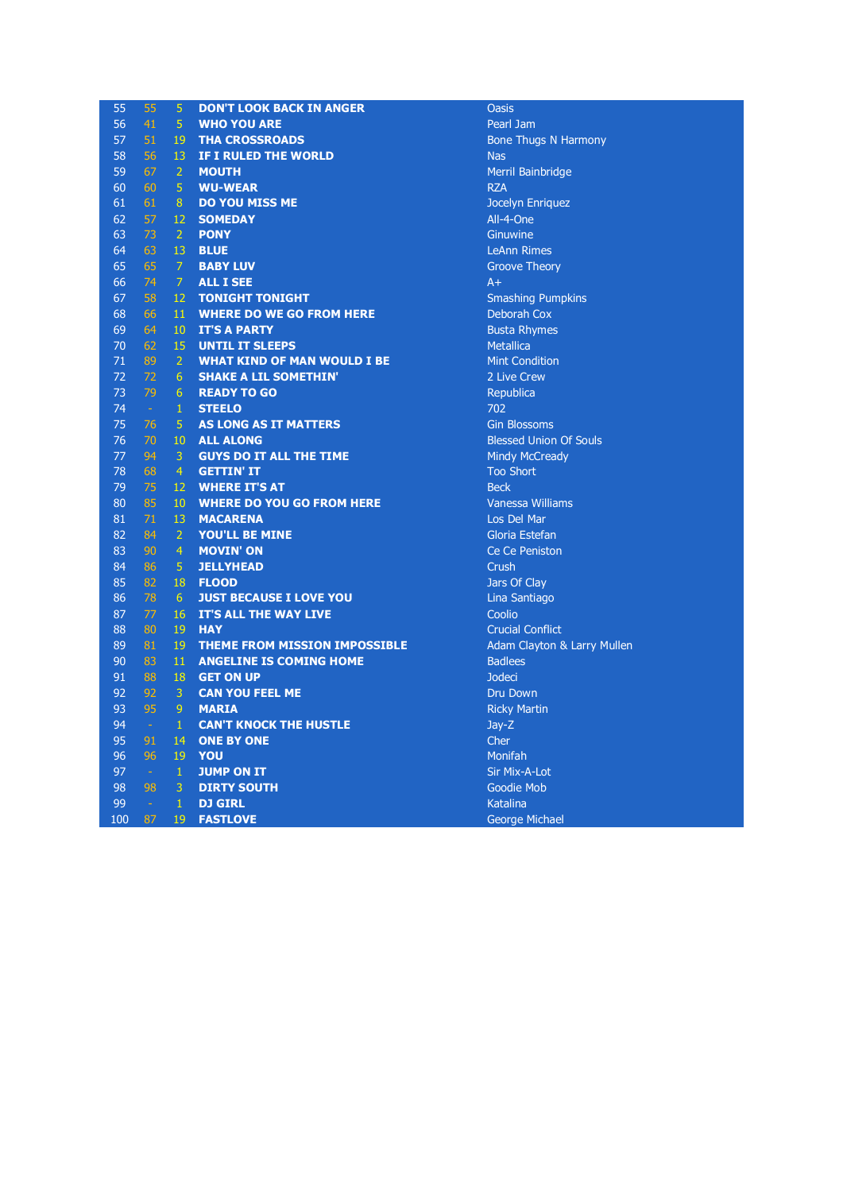| | | | | |
|---|---|---|---|---|
| 55 | 55 | 5 | DON'T LOOK BACK IN ANGER | Oasis |
| 56 | 41 | 5 | WHO YOU ARE | Pearl Jam |
| 57 | 51 | 19 | THA CROSSROADS | Bone Thugs N Harmony |
| 58 | 56 | 13 | IF I RULED THE WORLD | Nas |
| 59 | 67 | 2 | MOUTH | Merril Bainbridge |
| 60 | 60 | 5 | WU-WEAR | RZA |
| 61 | 61 | 8 | DO YOU MISS ME | Jocelyn Enriquez |
| 62 | 57 | 12 | SOMEDAY | All-4-One |
| 63 | 73 | 2 | PONY | Ginuwine |
| 64 | 63 | 13 | BLUE | LeAnn Rimes |
| 65 | 65 | 7 | BABY LUV | Groove Theory |
| 66 | 74 | 7 | ALL I SEE | A+ |
| 67 | 58 | 12 | TONIGHT TONIGHT | Smashing Pumpkins |
| 68 | 66 | 11 | WHERE DO WE GO FROM HERE | Deborah Cox |
| 69 | 64 | 10 | IT'S A PARTY | Busta Rhymes |
| 70 | 62 | 15 | UNTIL IT SLEEPS | Metallica |
| 71 | 89 | 2 | WHAT KIND OF MAN WOULD I BE | Mint Condition |
| 72 | 72 | 6 | SHAKE A LIL SOMETHIN' | 2 Live Crew |
| 73 | 79 | 6 | READY TO GO | Republica |
| 74 | - | 1 | STEELO | 702 |
| 75 | 76 | 5 | AS LONG AS IT MATTERS | Gin Blossoms |
| 76 | 70 | 10 | ALL ALONG | Blessed Union Of Souls |
| 77 | 94 | 3 | GUYS DO IT ALL THE TIME | Mindy McCready |
| 78 | 68 | 4 | GETTIN' IT | Too Short |
| 79 | 75 | 12 | WHERE IT'S AT | Beck |
| 80 | 85 | 10 | WHERE DO YOU GO FROM HERE | Vanessa Williams |
| 81 | 71 | 13 | MACARENA | Los Del Mar |
| 82 | 84 | 2 | YOU'LL BE MINE | Gloria Estefan |
| 83 | 90 | 4 | MOVIN' ON | Ce Ce Peniston |
| 84 | 86 | 5 | JELLYHEAD | Crush |
| 85 | 82 | 18 | FLOOD | Jars Of Clay |
| 86 | 78 | 6 | JUST BECAUSE I LOVE YOU | Lina Santiago |
| 87 | 77 | 16 | IT'S ALL THE WAY LIVE | Coolio |
| 88 | 80 | 19 | HAY | Crucial Conflict |
| 89 | 81 | 19 | THEME FROM MISSION IMPOSSIBLE | Adam Clayton & Larry Mullen |
| 90 | 83 | 11 | ANGELINE IS COMING HOME | Badlees |
| 91 | 88 | 18 | GET ON UP | Jodeci |
| 92 | 92 | 3 | CAN YOU FEEL ME | Dru Down |
| 93 | 95 | 9 | MARIA | Ricky Martin |
| 94 | - | 1 | CAN'T KNOCK THE HUSTLE | Jay-Z |
| 95 | 91 | 14 | ONE BY ONE | Cher |
| 96 | 96 | 19 | YOU | Monifah |
| 97 | - | 1 | JUMP ON IT | Sir Mix-A-Lot |
| 98 | 98 | 3 | DIRTY SOUTH | Goodie Mob |
| 99 | - | 1 | DJ GIRL | Katalina |
| 100 | 87 | 19 | FASTLOVE | George Michael |